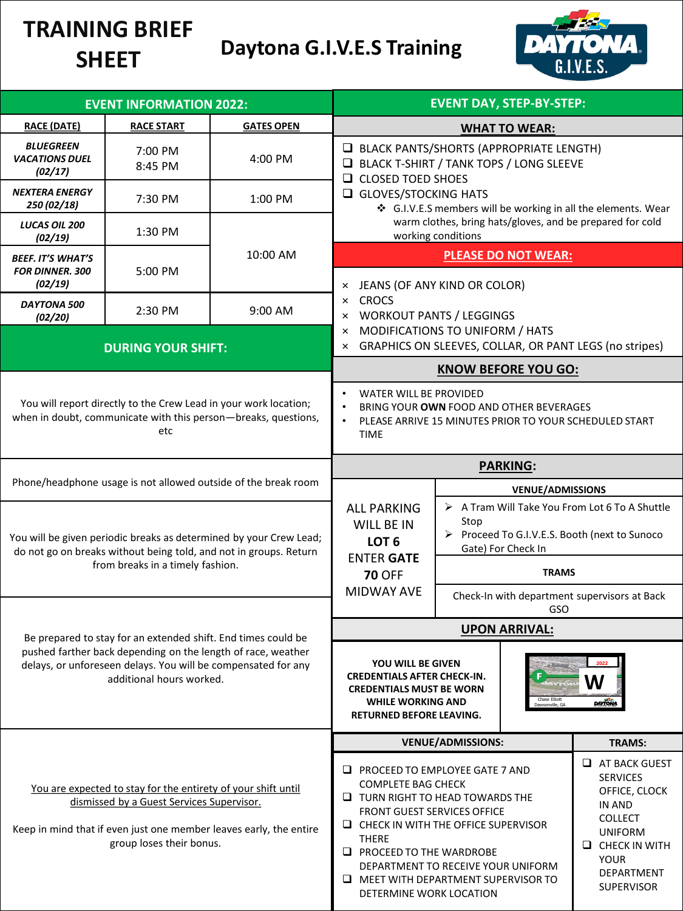# TRAINING BRIEF SHEET

## Daytona G.I.V.E.S Training

## EVENT INFORMATION 2022:

| RACE (DATE) | RACE START | GATES OPEN |
|---|---|---|
| ***BLUEGREEN VACATIONS DUEL (02/17)*** | 7:00 PM<br>8:45 PM | 4:00 PM |
| ***NEXTERA ENERGY 250 (02/18)*** | 7:30 PM | 1:00 PM |
| ***LUCAS OIL 200 (02/19)*** | 1:30 PM | 10:00 AM |
| ***BEEF. IT'S WHAT'S FOR DINNER. 300 (02/19)*** | 5:00 PM | |
| ***DAYTONA 500 (02/20)*** | 2:30 PM | 9:00 AM |

## DURING YOUR SHIFT:

You will report directly to the Crew Lead in your work location; when in doubt, communicate with this person—breaks, questions, etc

Phone/headphone usage is not allowed outside of the break room

You will be given periodic breaks as determined by your Crew Lead; do not go on breaks without being told, and not in groups. Return from breaks in a timely fashion.

Be prepared to stay for an extended shift. End times could be pushed farther back depending on the length of race, weather delays, or unforeseen delays. You will be compensated for any additional hours worked.

You are expected to stay for the entirety of your shift until dismissed by a Guest Services Supervisor.

Keep in mind that if even just one member leaves early, the entire group loses their bonus.

## EVENT DAY, STEP-BY-STEP:

### WHAT TO WEAR:

- ❑ BLACK PANTS/SHORTS (APPROPRIATE LENGTH)
- ❑ BLACK T-SHIRT / TANK TOPS / LONG SLEEVE
- ❑ CLOSED TOED SHOES
- ❑ GLOVES/STOCKING HATS
  - ❖ G.I.V.E.S members will be working in all the elements. Wear warm clothes, bring hats/gloves, and be prepared for cold working conditions

### PLEASE DO NOT WEAR:

- × JEANS (OF ANY KIND OR COLOR)
- × CROCS
- × WORKOUT PANTS / LEGGINGS
- × MODIFICATIONS TO UNIFORM / HATS
- × GRAPHICS ON SLEEVES, COLLAR, OR PANT LEGS (no stripes)

### KNOW BEFORE YOU GO:

- WATER WILL BE PROVIDED
- BRING YOUR **OWN** FOOD AND OTHER BEVERAGES
- PLEASE ARRIVE 15 MINUTES PRIOR TO YOUR SCHEDULED START TIME

### PARKING:

ALL PARKING WILL BE IN **LOT 6** ENTER GATE **70** OFF MIDWAY AVE

**VENUE/ADMISSIONS**

- ➢ A Tram Will Take You From Lot 6 To A Shuttle Stop
- ➢ Proceed To G.I.V.E.S. Booth (next to Sunoco Gate) For Check In

**TRAMS**

Check-In with department supervisors at Back GSO

### UPON ARRIVAL:

**YOU WILL BE GIVEN CREDENTIALS AFTER CHECK-IN. CREDENTIALS MUST BE WORN WHILE WORKING AND RETURNED BEFORE LEAVING.**

2022 F W Chase Elliott Dawsonville, GA DAYTONA

**VENUE/ADMISSIONS:**

- ❑ PROCEED TO EMPLOYEE GATE 7 AND COMPLETE BAG CHECK
- ❑ TURN RIGHT TO HEAD TOWARDS THE FRONT GUEST SERVICES OFFICE
- ❑ CHECK IN WITH THE OFFICE SUPERVISOR THERE
- ❑ PROCEED TO THE WARDROBE DEPARTMENT TO RECEIVE YOUR UNIFORM
- ❑ MEET WITH DEPARTMENT SUPERVISOR TO DETERMINE WORK LOCATION

**TRAMS:**

- ❑ AT BACK GUEST SERVICES OFFICE, CLOCK IN AND COLLECT UNIFORM
- ❑ CHECK IN WITH YOUR DEPARTMENT SUPERVISOR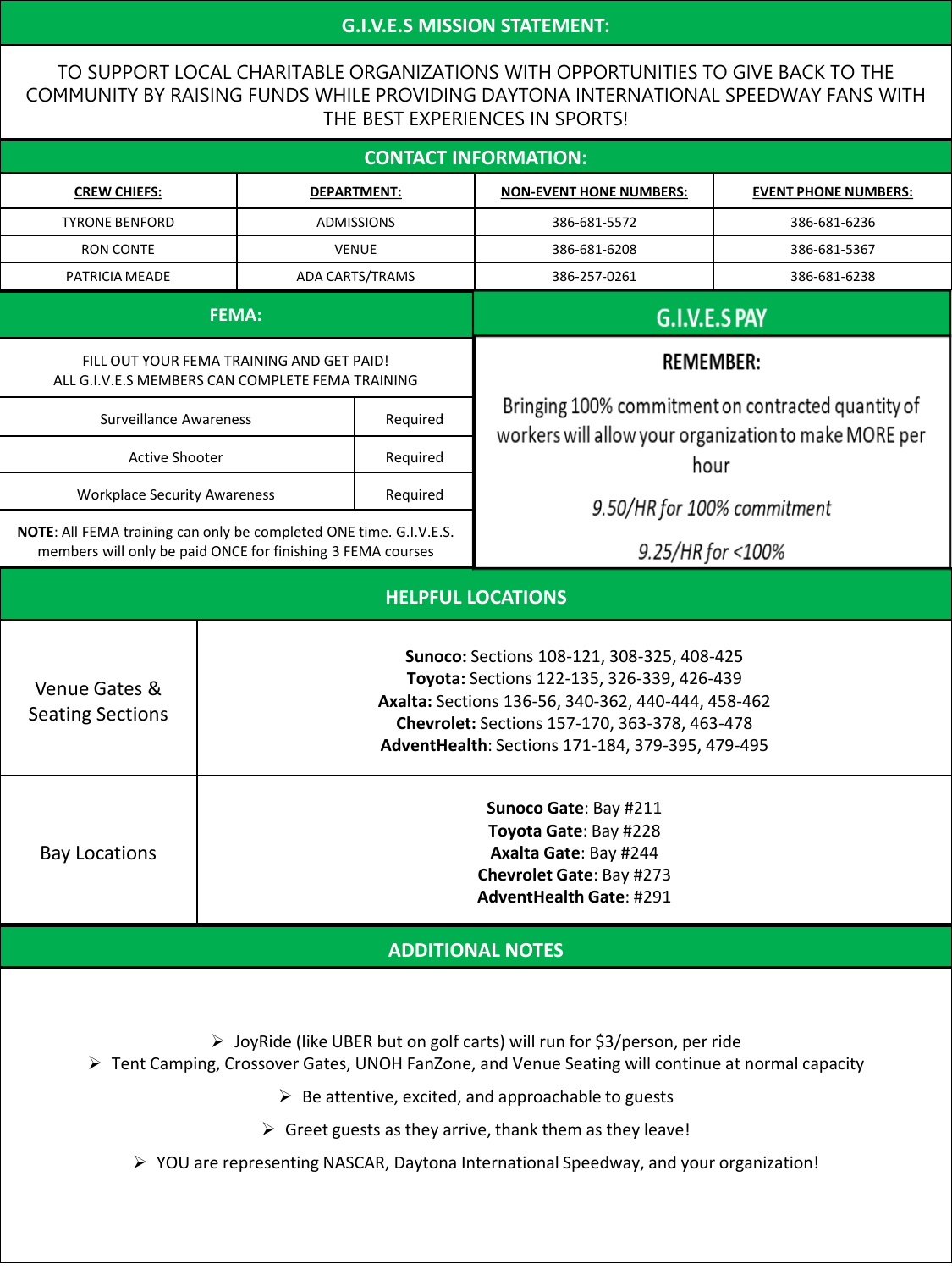## G.I.V.E.S MISSION STATEMENT:

TO SUPPORT LOCAL CHARITABLE ORGANIZATIONS WITH OPPORTUNITIES TO GIVE BACK TO THE COMMUNITY BY RAISING FUNDS WHILE PROVIDING DAYTONA INTERNATIONAL SPEEDWAY FANS WITH THE BEST EXPERIENCES IN SPORTS!

## CONTACT INFORMATION:

| CREW CHIEFS: | DEPARTMENT: | NON-EVENT HONE NUMBERS: | EVENT PHONE NUMBERS: |
|---|---|---|---|
| TYRONE BENFORD | ADMISSIONS | 386-681-5572 | 386-681-6236 |
| RON CONTE | VENUE | 386-681-6208 | 386-681-5367 |
| PATRICIA MEADE | ADA CARTS/TRAMS | 386-257-0261 | 386-681-6238 |

## FEMA:

FILL OUT YOUR FEMA TRAINING AND GET PAID!
ALL G.I.V.E.S MEMBERS CAN COMPLETE FEMA TRAINING

| | |
|---|---|
| Surveillance Awareness | Required |
| Active Shooter | Required |
| Workplace Security Awareness | Required |

**NOTE**: All FEMA training can only be completed ONE time. G.I.V.E.S. members will only be paid ONCE for finishing 3 FEMA courses

## G.I.V.E.S PAY

**REMEMBER:**

Bringing 100% commitment on contracted quantity of workers will allow your organization to make MORE per hour

*9.50/HR for 100% commitment*

*9.25/HR for <100%*

## HELPFUL LOCATIONS

| | |
|---|---|
| Venue Gates & Seating Sections | **Sunoco:** Sections 108-121, 308-325, 408-425<br>**Toyota:** Sections 122-135, 326-339, 426-439<br>**Axalta:** Sections 136-56, 340-362, 440-444, 458-462<br>**Chevrolet:** Sections 157-170, 363-378, 463-478<br>**AdventHealth**: Sections 171-184, 379-395, 479-495 |
| Bay Locations | **Sunoco Gate**: Bay #211<br>**Toyota Gate**: Bay #228<br>**Axalta Gate**: Bay #244<br>**Chevrolet Gate**: Bay #273<br>**AdventHealth Gate**: #291 |

## ADDITIONAL NOTES

- JoyRide (like UBER but on golf carts) will run for $3/person, per ride
- Tent Camping, Crossover Gates, UNOH FanZone, and Venue Seating will continue at normal capacity
- Be attentive, excited, and approachable to guests
- Greet guests as they arrive, thank them as they leave!
- YOU are representing NASCAR, Daytona International Speedway, and your organization!